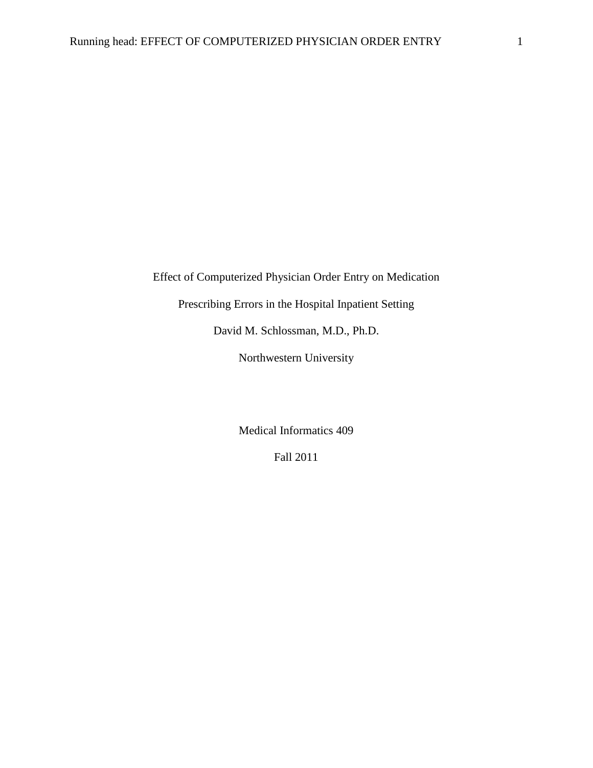# Effect of Computerized Physician Order Entry on Medication Prescribing Errors in the Hospital Inpatient Setting

David M. Schlossman, M.D., Ph.D.

Northwestern University

Medical Informatics 409

Fall 2011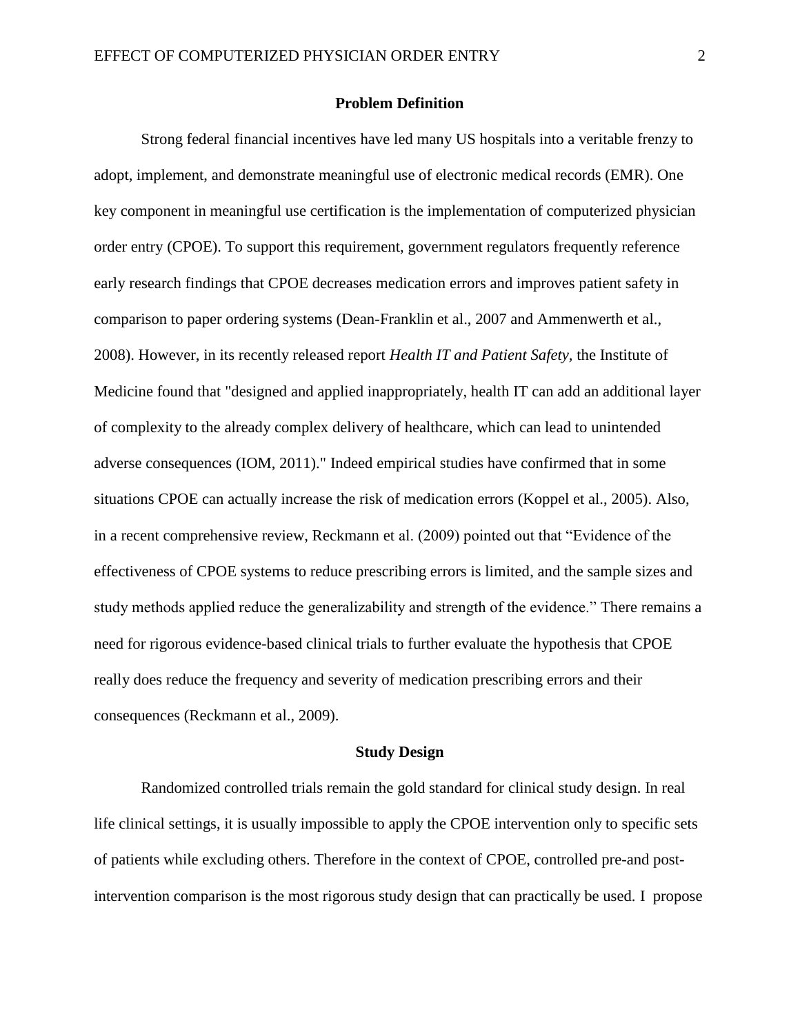## Problem Definition

Strong federal financial incentives have led many US hospitals into a veritable frenzy to adopt, implement, and demonstrate meaningful use of electronic medical records (EMR). One key component in meaningful use certification is the implementation of computerized physician order entry (CPOE). To support this requirement, government regulators frequently reference early research findings that CPOE decreases medication errors and improves patient safety in comparison to paper ordering systems (Dean-Franklin et al., 2007 and Ammenwerth et al., 2008). However, in its recently released report *Health IT and Patient Safety,* the Institute of Medicine found that "designed and applied inappropriately, health IT can add an additional layer of complexity to the already complex delivery of healthcare, which can lead to unintended adverse consequences (IOM, 2011)." Indeed empirical studies have confirmed that in some situations CPOE can actually increase the risk of medication errors (Koppel et al., 2005). Also, in a recent comprehensive review, Reckmann et al. (2009) pointed out that "Evidence of the effectiveness of CPOE systems to reduce prescribing errors is limited, and the sample sizes and study methods applied reduce the generalizability and strength of the evidence." There remains a need for rigorous evidence-based clinical trials to further evaluate the hypothesis that CPOE really does reduce the frequency and severity of medication prescribing errors and their consequences (Reckmann et al., 2009).

## Study Design

Randomized controlled trials remain the gold standard for clinical study design. In real life clinical settings, it is usually impossible to apply the CPOE intervention only to specific sets of patients while excluding others. Therefore in the context of CPOE, controlled pre-and post-intervention comparison is the most rigorous study design that can practically be used. I propose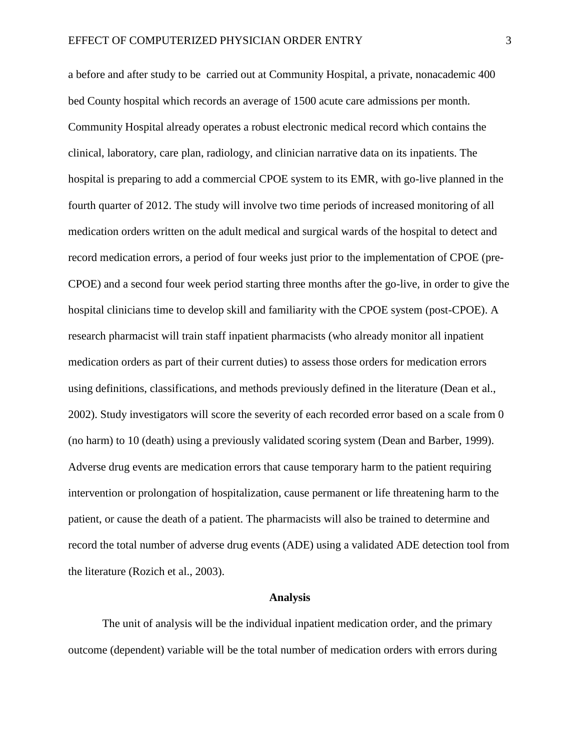a before and after study to be carried out at Community Hospital, a private, nonacademic 400 bed County hospital which records an average of 1500 acute care admissions per month. Community Hospital already operates a robust electronic medical record which contains the clinical, laboratory, care plan, radiology, and clinician narrative data on its inpatients. The hospital is preparing to add a commercial CPOE system to its EMR, with go-live planned in the fourth quarter of 2012. The study will involve two time periods of increased monitoring of all medication orders written on the adult medical and surgical wards of the hospital to detect and record medication errors, a period of four weeks just prior to the implementation of CPOE (pre-CPOE) and a second four week period starting three months after the go-live, in order to give the hospital clinicians time to develop skill and familiarity with the CPOE system (post-CPOE). A research pharmacist will train staff inpatient pharmacists (who already monitor all inpatient medication orders as part of their current duties) to assess those orders for medication errors using definitions, classifications, and methods previously defined in the literature (Dean et al., 2002). Study investigators will score the severity of each recorded error based on a scale from 0 (no harm) to 10 (death) using a previously validated scoring system (Dean and Barber, 1999). Adverse drug events are medication errors that cause temporary harm to the patient requiring intervention or prolongation of hospitalization, cause permanent or life threatening harm to the patient, or cause the death of a patient. The pharmacists will also be trained to determine and record the total number of adverse drug events (ADE) using a validated ADE detection tool from the literature (Rozich et al., 2003).

## Analysis

The unit of analysis will be the individual inpatient medication order, and the primary outcome (dependent) variable will be the total number of medication orders with errors during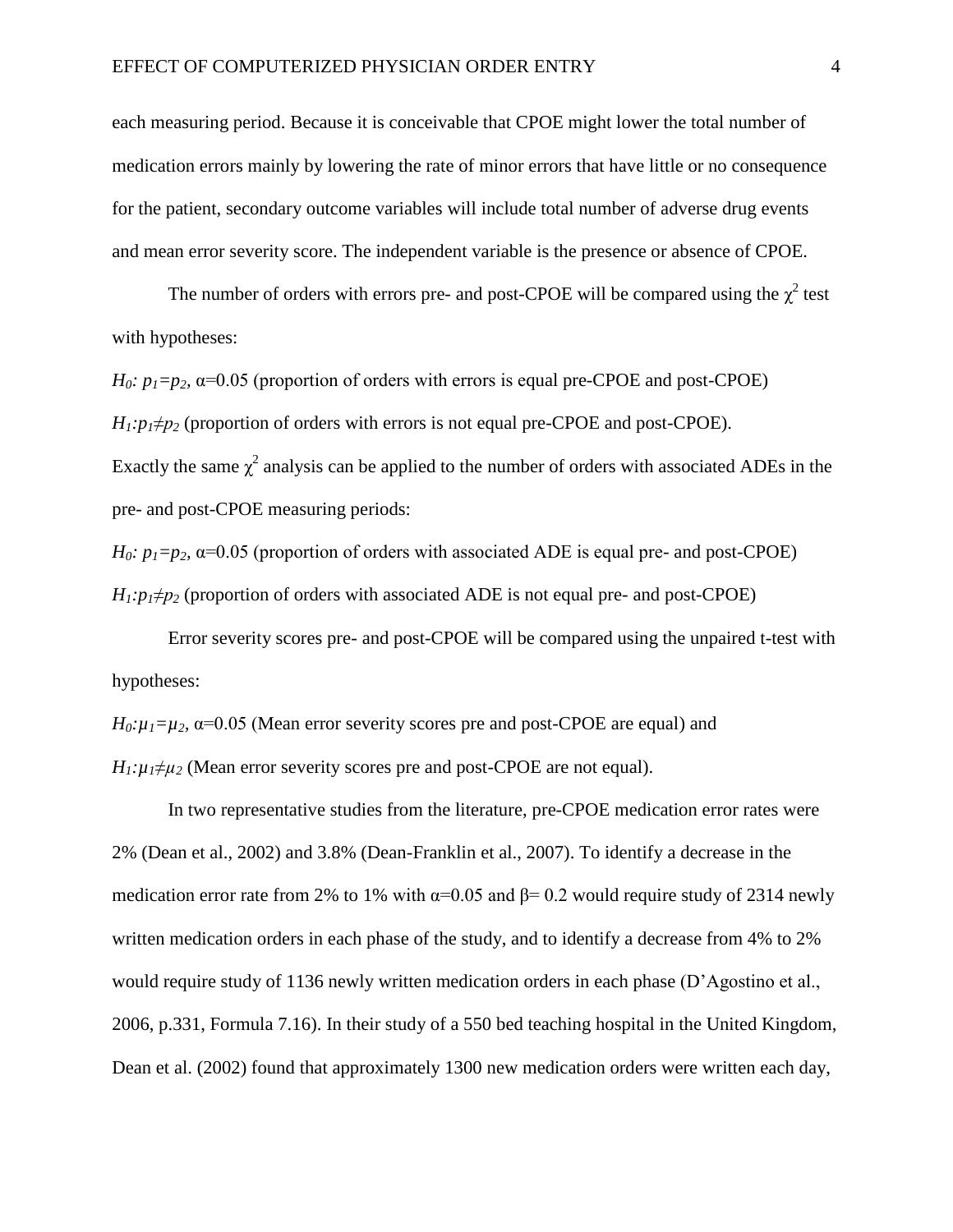each measuring period. Because it is conceivable that CPOE might lower the total number of medication errors mainly by lowering the rate of minor errors that have little or no consequence for the patient, secondary outcome variables will include total number of adverse drug events and mean error severity score. The independent variable is the presence or absence of CPOE.

The number of orders with errors pre- and post-CPOE will be compared using the $\chi^2$ test with hypotheses:

$H_0$: $p_1=p_2$, $\alpha=0.05$ (proportion of orders with errors is equal pre-CPOE and post-CPOE)

$H_1$:$p_1\neq p_2$ (proportion of orders with errors is not equal pre-CPOE and post-CPOE).

Exactly the same $\chi^2$ analysis can be applied to the number of orders with associated ADEs in the pre- and post-CPOE measuring periods:

$H_0$: $p_1=p_2$, $\alpha=0.05$ (proportion of orders with associated ADE is equal pre- and post-CPOE)

$H_1$:$p_1\neq p_2$ (proportion of orders with associated ADE is not equal pre- and post-CPOE)

Error severity scores pre- and post-CPOE will be compared using the unpaired t-test with hypotheses:

$H_0$:$\mu_1=\mu_2$, $\alpha=0.05$ (Mean error severity scores pre and post-CPOE are equal) and

$H_1$:$\mu_1\neq\mu_2$ (Mean error severity scores pre and post-CPOE are not equal).

In two representative studies from the literature, pre-CPOE medication error rates were 2% (Dean et al., 2002) and 3.8% (Dean-Franklin et al., 2007). To identify a decrease in the medication error rate from 2% to 1% with $\alpha=0.05$ and $\beta= 0.2$ would require study of 2314 newly written medication orders in each phase of the study, and to identify a decrease from 4% to 2% would require study of 1136 newly written medication orders in each phase (D'Agostino et al., 2006, p.331, Formula 7.16). In their study of a 550 bed teaching hospital in the United Kingdom, Dean et al. (2002) found that approximately 1300 new medication orders were written each day,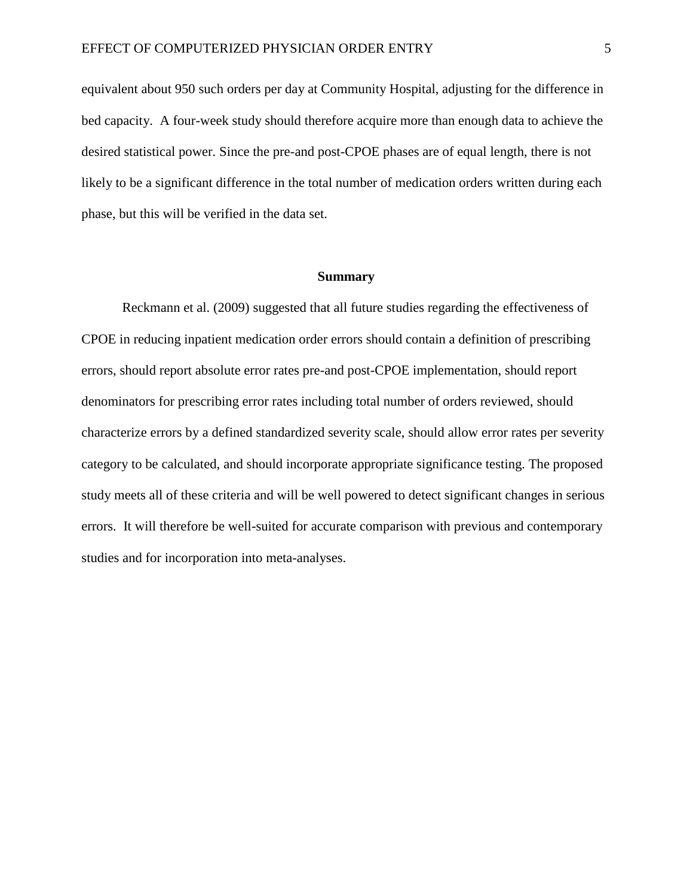equivalent about 950 such orders per day at Community Hospital, adjusting for the difference in bed capacity. A four-week study should therefore acquire more than enough data to achieve the desired statistical power. Since the pre-and post-CPOE phases are of equal length, there is not likely to be a significant difference in the total number of medication orders written during each phase, but this will be verified in the data set.

## Summary

Reckmann et al. (2009) suggested that all future studies regarding the effectiveness of CPOE in reducing inpatient medication order errors should contain a definition of prescribing errors, should report absolute error rates pre-and post-CPOE implementation, should report denominators for prescribing error rates including total number of orders reviewed, should characterize errors by a defined standardized severity scale, should allow error rates per severity category to be calculated, and should incorporate appropriate significance testing. The proposed study meets all of these criteria and will be well powered to detect significant changes in serious errors. It will therefore be well-suited for accurate comparison with previous and contemporary studies and for incorporation into meta-analyses.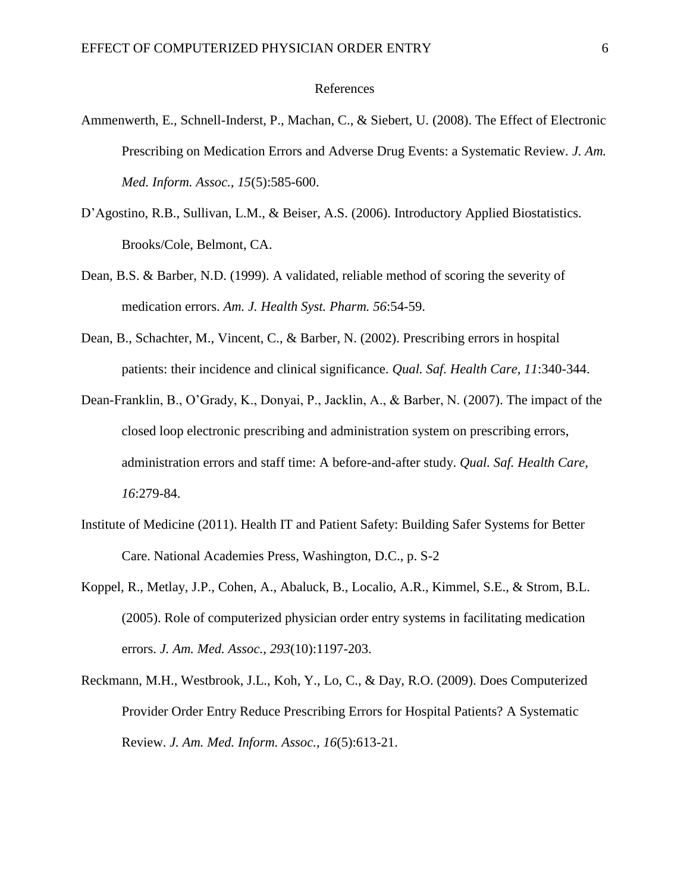# References

Ammenwerth, E., Schnell-Inderst, P., Machan, C., & Siebert, U. (2008). The Effect of Electronic Prescribing on Medication Errors and Adverse Drug Events: a Systematic Review. *J. Am. Med. Inform. Assoc., 15*(5):585-600.

D'Agostino, R.B., Sullivan, L.M., & Beiser, A.S. (2006). Introductory Applied Biostatistics. Brooks/Cole, Belmont, CA.

Dean, B.S. & Barber, N.D. (1999). A validated, reliable method of scoring the severity of medication errors. *Am. J. Health Syst. Pharm. 56*:54-59.

Dean, B., Schachter, M., Vincent, C., & Barber, N. (2002). Prescribing errors in hospital patients: their incidence and clinical significance. *Qual. Saf. Health Care, 11*:340-344.

Dean-Franklin, B., O'Grady, K., Donyai, P., Jacklin, A., & Barber, N. (2007). The impact of the closed loop electronic prescribing and administration system on prescribing errors, administration errors and staff time: A before-and-after study. *Qual. Saf. Health Care, 16*:279-84.

Institute of Medicine (2011). Health IT and Patient Safety: Building Safer Systems for Better Care. National Academies Press, Washington, D.C., p. S-2

Koppel, R., Metlay, J.P., Cohen, A., Abaluck, B., Localio, A.R., Kimmel, S.E., & Strom, B.L. (2005). Role of computerized physician order entry systems in facilitating medication errors. *J. Am. Med. Assoc., 293*(10):1197-203.

Reckmann, M.H., Westbrook, J.L., Koh, Y., Lo, C., & Day, R.O. (2009). Does Computerized Provider Order Entry Reduce Prescribing Errors for Hospital Patients? A Systematic Review. *J. Am. Med. Inform. Assoc., 16*(5):613-21.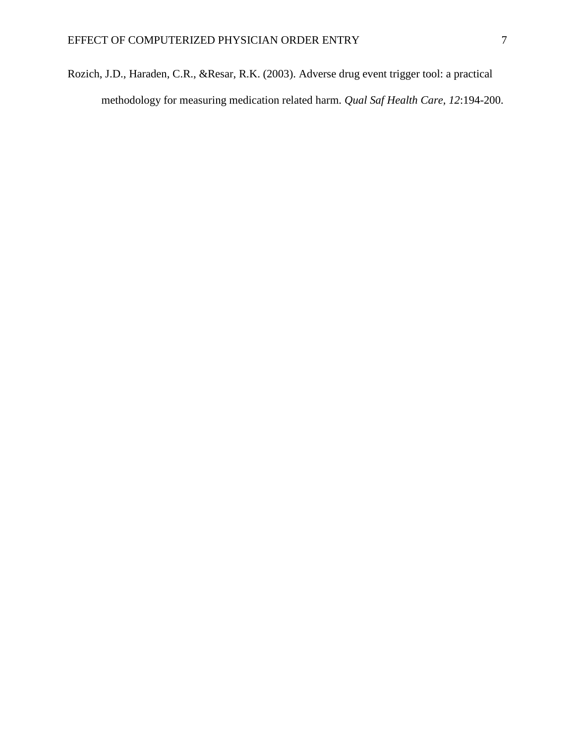Rozich, J.D., Haraden, C.R., &Resar, R.K. (2003). Adverse drug event trigger tool: a practical methodology for measuring medication related harm. *Qual Saf Health Care, 12*:194-200.